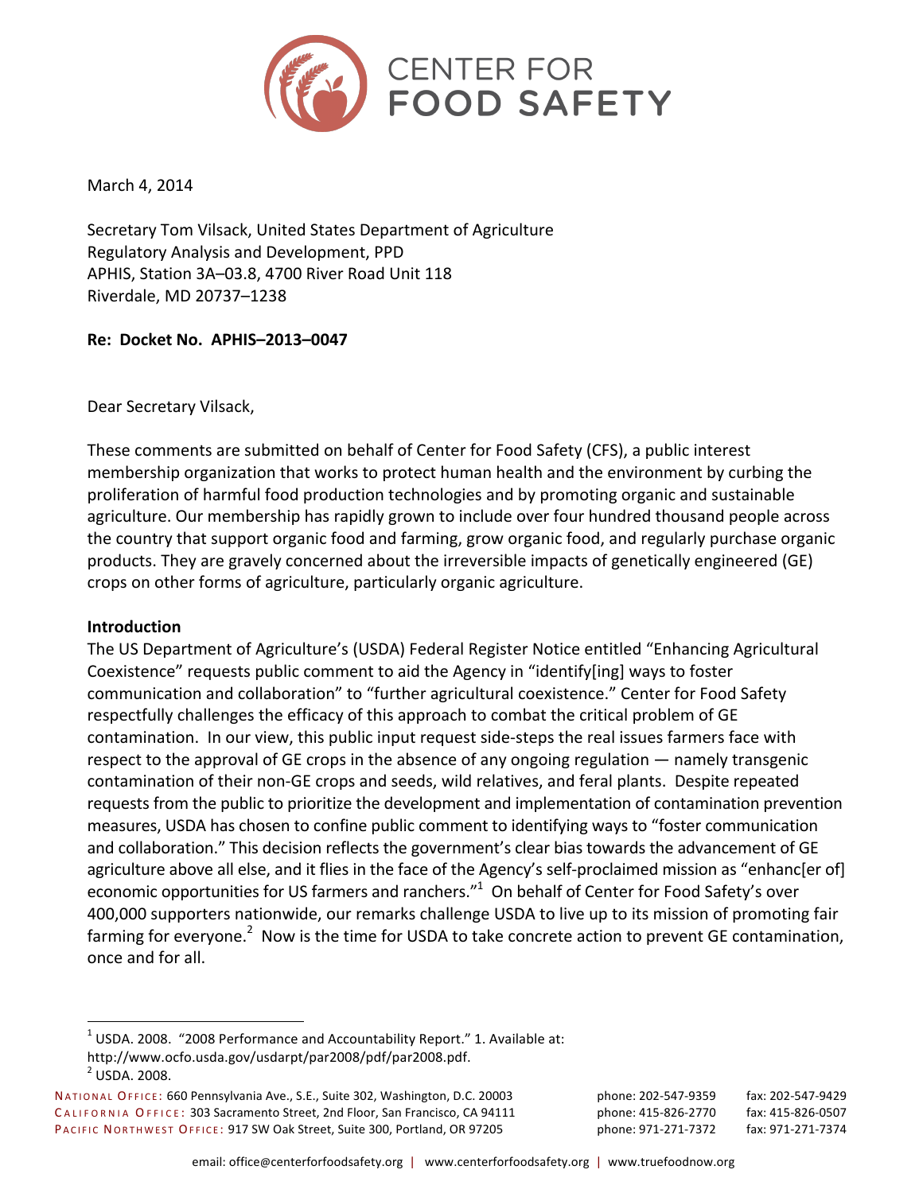# CENTER FOR FOOD SAFETY

March 4, 2014

Secretary Tom Vilsack, United States Department of Agriculture
Regulatory Analysis and Development, PPD
APHIS, Station 3A–03.8, 4700 River Road Unit 118
Riverdale, MD 20737–1238

**Re: Docket No. APHIS–2013–0047**

Dear Secretary Vilsack,

These comments are submitted on behalf of Center for Food Safety (CFS), a public interest membership organization that works to protect human health and the environment by curbing the proliferation of harmful food production technologies and by promoting organic and sustainable agriculture. Our membership has rapidly grown to include over four hundred thousand people across the country that support organic food and farming, grow organic food, and regularly purchase organic products. They are gravely concerned about the irreversible impacts of genetically engineered (GE) crops on other forms of agriculture, particularly organic agriculture.

**Introduction**

The US Department of Agriculture's (USDA) Federal Register Notice entitled "Enhancing Agricultural Coexistence" requests public comment to aid the Agency in "identify[ing] ways to foster communication and collaboration" to "further agricultural coexistence." Center for Food Safety respectfully challenges the efficacy of this approach to combat the critical problem of GE contamination. In our view, this public input request side-steps the real issues farmers face with respect to the approval of GE crops in the absence of any ongoing regulation — namely transgenic contamination of their non-GE crops and seeds, wild relatives, and feral plants. Despite repeated requests from the public to prioritize the development and implementation of contamination prevention measures, USDA has chosen to confine public comment to identifying ways to "foster communication and collaboration." This decision reflects the government's clear bias towards the advancement of GE agriculture above all else, and it flies in the face of the Agency's self-proclaimed mission as "enhanc[er of] economic opportunities for US farmers and ranchers."[1] On behalf of Center for Food Safety's over 400,000 supporters nationwide, our remarks challenge USDA to live up to its mission of promoting fair farming for everyone.[2] Now is the time for USDA to take concrete action to prevent GE contamination, once and for all.

[1] USDA. 2008. "2008 Performance and Accountability Report." 1. Available at: http://www.ocfo.usda.gov/usdarpt/par2008/pdf/par2008.pdf.

[2] USDA. 2008.

NATIONAL OFFICE: 660 Pennsylvania Ave., S.E., Suite 302, Washington, D.C. 20003 phone: 202-547-9359 fax: 202-547-9429
CALIFORNIA OFFICE: 303 Sacramento Street, 2nd Floor, San Francisco, CA 94111 phone: 415-826-2770 fax: 415-826-0507
PACIFIC NORTHWEST OFFICE: 917 SW Oak Street, Suite 300, Portland, OR 97205 phone: 971-271-7372 fax: 971-271-7374

email: office@centerforfoodsafety.org | www.centerforfoodsafety.org | www.truefoodnow.org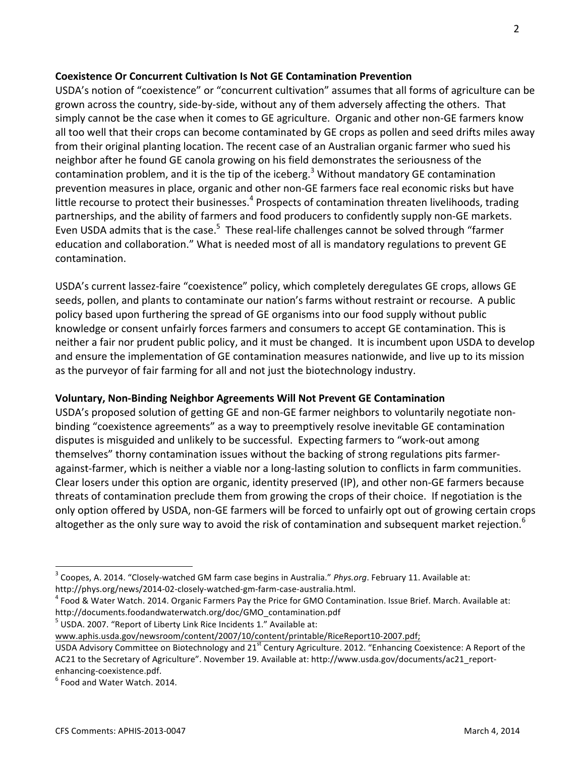**Coexistence Or Concurrent Cultivation Is Not GE Contamination Prevention**

USDA's notion of "coexistence" or "concurrent cultivation" assumes that all forms of agriculture can be grown across the country, side-by-side, without any of them adversely affecting the others. That simply cannot be the case when it comes to GE agriculture. Organic and other non-GE farmers know all too well that their crops can become contaminated by GE crops as pollen and seed drifts miles away from their original planting location. The recent case of an Australian organic farmer who sued his neighbor after he found GE canola growing on his field demonstrates the seriousness of the contamination problem, and it is the tip of the iceberg.[3] Without mandatory GE contamination prevention measures in place, organic and other non-GE farmers face real economic risks but have little recourse to protect their businesses.[4] Prospects of contamination threaten livelihoods, trading partnerships, and the ability of farmers and food producers to confidently supply non-GE markets. Even USDA admits that is the case.[5] These real-life challenges cannot be solved through "farmer education and collaboration." What is needed most of all is mandatory regulations to prevent GE contamination.

USDA's current lassez-faire "coexistence" policy, which completely deregulates GE crops, allows GE seeds, pollen, and plants to contaminate our nation's farms without restraint or recourse. A public policy based upon furthering the spread of GE organisms into our food supply without public knowledge or consent unfairly forces farmers and consumers to accept GE contamination. This is neither a fair nor prudent public policy, and it must be changed. It is incumbent upon USDA to develop and ensure the implementation of GE contamination measures nationwide, and live up to its mission as the purveyor of fair farming for all and not just the biotechnology industry.

**Voluntary, Non-Binding Neighbor Agreements Will Not Prevent GE Contamination**

USDA's proposed solution of getting GE and non-GE farmer neighbors to voluntarily negotiate non-binding "coexistence agreements" as a way to preemptively resolve inevitable GE contamination disputes is misguided and unlikely to be successful. Expecting farmers to "work-out among themselves" thorny contamination issues without the backing of strong regulations pits farmer-against-farmer, which is neither a viable nor a long-lasting solution to conflicts in farm communities. Clear losers under this option are organic, identity preserved (IP), and other non-GE farmers because threats of contamination preclude them from growing the crops of their choice. If negotiation is the only option offered by USDA, non-GE farmers will be forced to unfairly opt out of growing certain crops altogether as the only sure way to avoid the risk of contamination and subsequent market rejection.[6]

---

[3] Coopes, A. 2014. "Closely-watched GM farm case begins in Australia." *Phys.org*. February 11. Available at: http://phys.org/news/2014-02-closely-watched-gm-farm-case-australia.html.

[4] Food & Water Watch. 2014. Organic Farmers Pay the Price for GMO Contamination. Issue Brief. March. Available at: http://documents.foodandwaterwatch.org/doc/GMO_contamination.pdf

[5] USDA. 2007. "Report of Liberty Link Rice Incidents 1." Available at: www.aphis.usda.gov/newsroom/content/2007/10/content/printable/RiceReport10-2007.pdf; USDA Advisory Committee on Biotechnology and 21st Century Agriculture. 2012. "Enhancing Coexistence: A Report of the AC21 to the Secretary of Agriculture". November 19. Available at: http://www.usda.gov/documents/ac21_report-enhancing-coexistence.pdf.

[6] Food and Water Watch. 2014.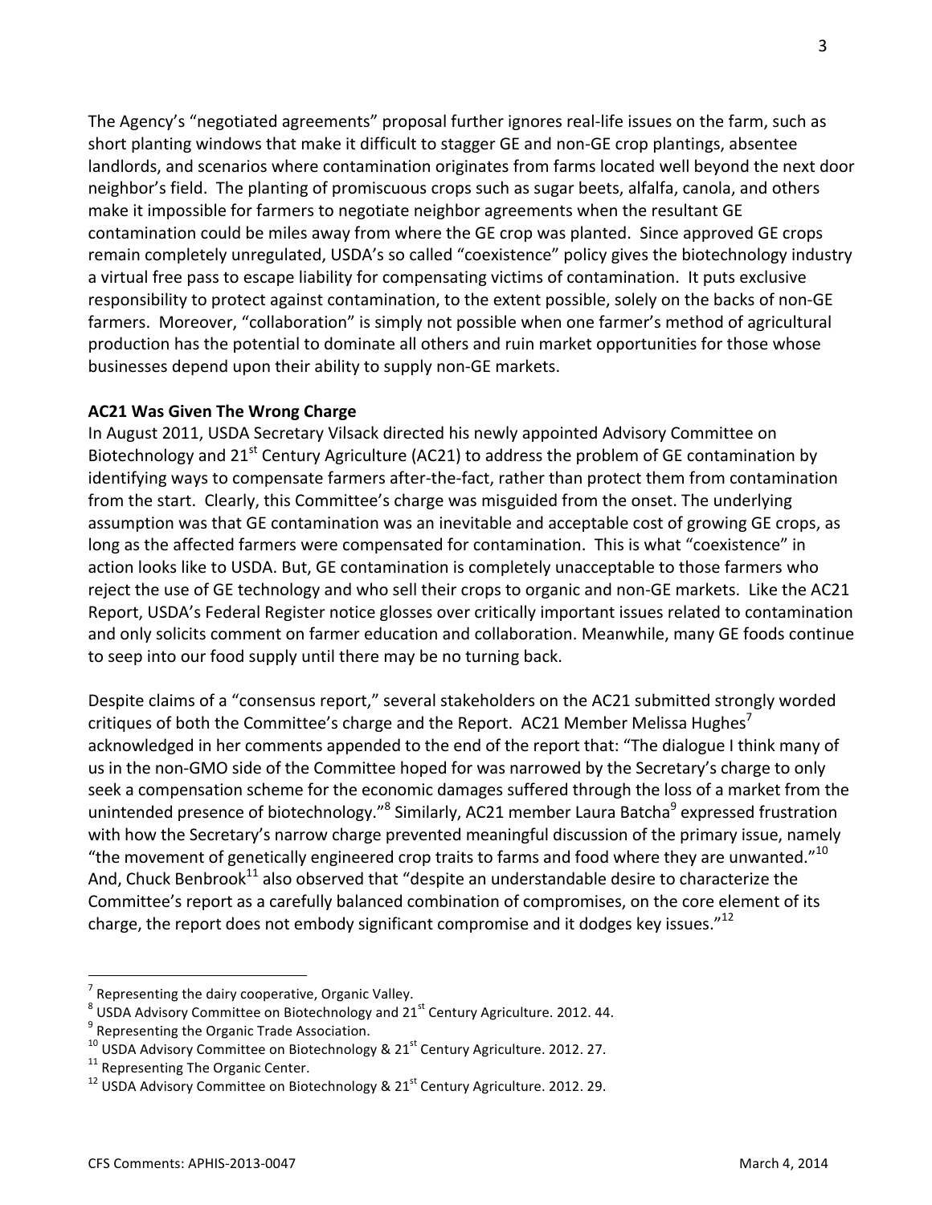The Agency's "negotiated agreements" proposal further ignores real-life issues on the farm, such as short planting windows that make it difficult to stagger GE and non-GE crop plantings, absentee landlords, and scenarios where contamination originates from farms located well beyond the next door neighbor's field. The planting of promiscuous crops such as sugar beets, alfalfa, canola, and others make it impossible for farmers to negotiate neighbor agreements when the resultant GE contamination could be miles away from where the GE crop was planted. Since approved GE crops remain completely unregulated, USDA's so called "coexistence" policy gives the biotechnology industry a virtual free pass to escape liability for compensating victims of contamination. It puts exclusive responsibility to protect against contamination, to the extent possible, solely on the backs of non-GE farmers. Moreover, "collaboration" is simply not possible when one farmer's method of agricultural production has the potential to dominate all others and ruin market opportunities for those whose businesses depend upon their ability to supply non-GE markets.

**AC21 Was Given The Wrong Charge**

In August 2011, USDA Secretary Vilsack directed his newly appointed Advisory Committee on Biotechnology and 21st Century Agriculture (AC21) to address the problem of GE contamination by identifying ways to compensate farmers after-the-fact, rather than protect them from contamination from the start. Clearly, this Committee's charge was misguided from the onset. The underlying assumption was that GE contamination was an inevitable and acceptable cost of growing GE crops, as long as the affected farmers were compensated for contamination. This is what "coexistence" in action looks like to USDA. But, GE contamination is completely unacceptable to those farmers who reject the use of GE technology and who sell their crops to organic and non-GE markets. Like the AC21 Report, USDA's Federal Register notice glosses over critically important issues related to contamination and only solicits comment on farmer education and collaboration. Meanwhile, many GE foods continue to seep into our food supply until there may be no turning back.

Despite claims of a "consensus report," several stakeholders on the AC21 submitted strongly worded critiques of both the Committee's charge and the Report. AC21 Member Melissa Hughes[7] acknowledged in her comments appended to the end of the report that: "The dialogue I think many of us in the non-GMO side of the Committee hoped for was narrowed by the Secretary's charge to only seek a compensation scheme for the economic damages suffered through the loss of a market from the unintended presence of biotechnology."[8] Similarly, AC21 member Laura Batcha[9] expressed frustration with how the Secretary's narrow charge prevented meaningful discussion of the primary issue, namely "the movement of genetically engineered crop traits to farms and food where they are unwanted."[10] And, Chuck Benbrook[11] also observed that "despite an understandable desire to characterize the Committee's report as a carefully balanced combination of compromises, on the core element of its charge, the report does not embody significant compromise and it dodges key issues."[12]

---

[7] Representing the dairy cooperative, Organic Valley.

[8] USDA Advisory Committee on Biotechnology and 21st Century Agriculture. 2012. 44.

[9] Representing the Organic Trade Association.

[10] USDA Advisory Committee on Biotechnology & 21st Century Agriculture. 2012. 27.

[11] Representing The Organic Center.

[12] USDA Advisory Committee on Biotechnology & 21st Century Agriculture. 2012. 29.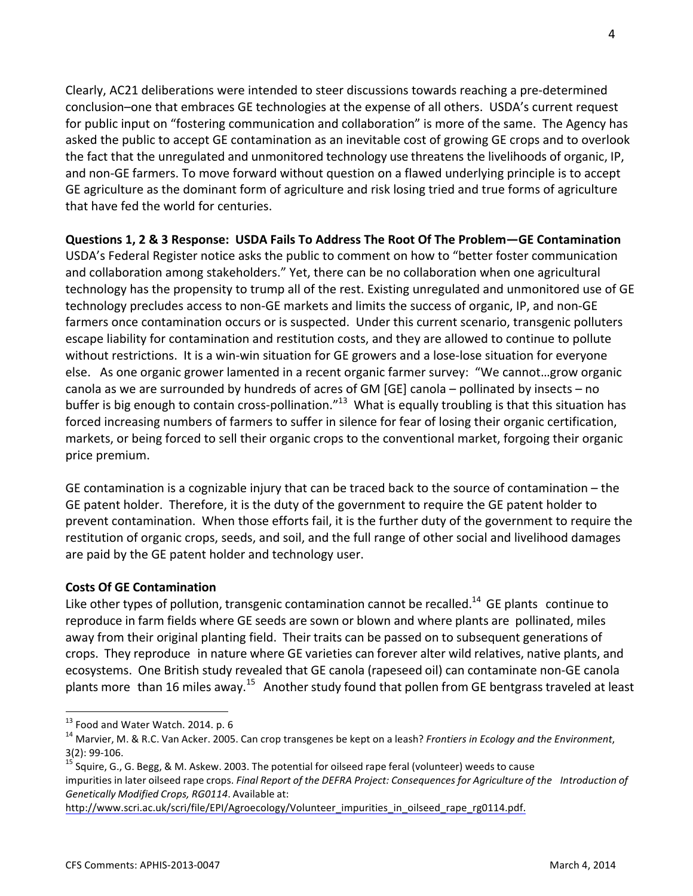Clearly, AC21 deliberations were intended to steer discussions towards reaching a pre-determined conclusion–one that embraces GE technologies at the expense of all others. USDA's current request for public input on "fostering communication and collaboration" is more of the same. The Agency has asked the public to accept GE contamination as an inevitable cost of growing GE crops and to overlook the fact that the unregulated and unmonitored technology use threatens the livelihoods of organic, IP, and non-GE farmers. To move forward without question on a flawed underlying principle is to accept GE agriculture as the dominant form of agriculture and risk losing tried and true forms of agriculture that have fed the world for centuries.

**Questions 1, 2 & 3 Response: USDA Fails To Address The Root Of The Problem—GE Contamination**

USDA's Federal Register notice asks the public to comment on how to "better foster communication and collaboration among stakeholders." Yet, there can be no collaboration when one agricultural technology has the propensity to trump all of the rest. Existing unregulated and unmonitored use of GE technology precludes access to non-GE markets and limits the success of organic, IP, and non-GE farmers once contamination occurs or is suspected. Under this current scenario, transgenic polluters escape liability for contamination and restitution costs, and they are allowed to continue to pollute without restrictions. It is a win-win situation for GE growers and a lose-lose situation for everyone else. As one organic grower lamented in a recent organic farmer survey: "We cannot…grow organic canola as we are surrounded by hundreds of acres of GM [GE] canola – pollinated by insects – no buffer is big enough to contain cross-pollination."[13] What is equally troubling is that this situation has forced increasing numbers of farmers to suffer in silence for fear of losing their organic certification, markets, or being forced to sell their organic crops to the conventional market, forgoing their organic price premium.

GE contamination is a cognizable injury that can be traced back to the source of contamination – the GE patent holder. Therefore, it is the duty of the government to require the GE patent holder to prevent contamination. When those efforts fail, it is the further duty of the government to require the restitution of organic crops, seeds, and soil, and the full range of other social and livelihood damages are paid by the GE patent holder and technology user.

**Costs Of GE Contamination**

Like other types of pollution, transgenic contamination cannot be recalled.[14] GE plants continue to reproduce in farm fields where GE seeds are sown or blown and where plants are pollinated, miles away from their original planting field. Their traits can be passed on to subsequent generations of crops. They reproduce in nature where GE varieties can forever alter wild relatives, native plants, and ecosystems. One British study revealed that GE canola (rapeseed oil) can contaminate non-GE canola plants more than 16 miles away.[15] Another study found that pollen from GE bentgrass traveled at least

---

[13] Food and Water Watch. 2014. p. 6

[14] Marvier, M. & R.C. Van Acker. 2005. Can crop transgenes be kept on a leash? *Frontiers in Ecology and the Environment*, 3(2): 99-106.

[15] Squire, G., G. Begg, & M. Askew. 2003. The potential for oilseed rape feral (volunteer) weeds to cause impurities in later oilseed rape crops. *Final Report of the DEFRA Project: Consequences for Agriculture of the Introduction of Genetically Modified Crops, RG0114*. Available at: http://www.scri.ac.uk/scri/file/EPI/Agroecology/Volunteer_impurities_in_oilseed_rape_rg0114.pdf.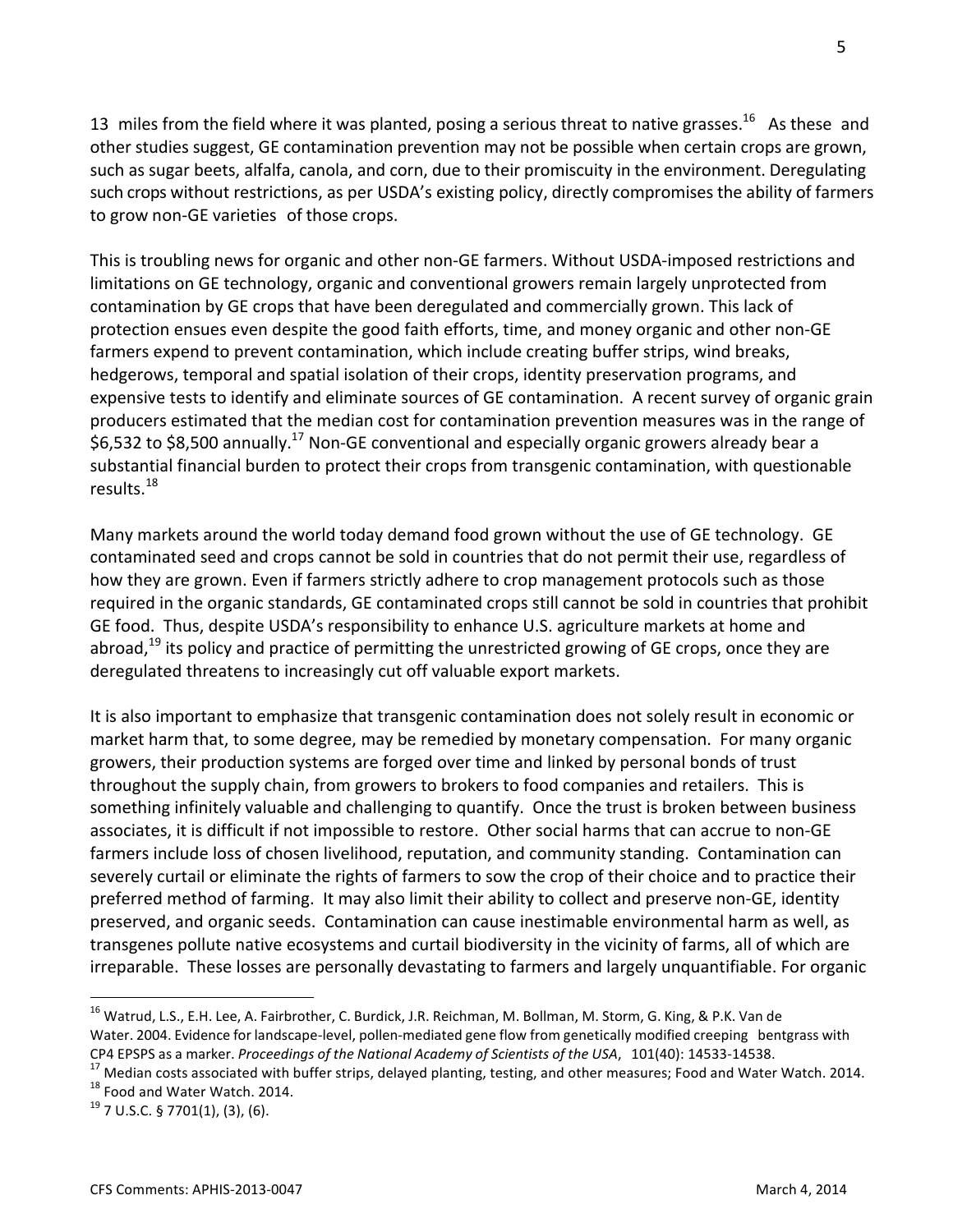13 miles from the field where it was planted, posing a serious threat to native grasses.[16] As these and other studies suggest, GE contamination prevention may not be possible when certain crops are grown, such as sugar beets, alfalfa, canola, and corn, due to their promiscuity in the environment. Deregulating such crops without restrictions, as per USDA's existing policy, directly compromises the ability of farmers to grow non-GE varieties of those crops.

This is troubling news for organic and other non-GE farmers. Without USDA-imposed restrictions and limitations on GE technology, organic and conventional growers remain largely unprotected from contamination by GE crops that have been deregulated and commercially grown. This lack of protection ensues even despite the good faith efforts, time, and money organic and other non-GE farmers expend to prevent contamination, which include creating buffer strips, wind breaks, hedgerows, temporal and spatial isolation of their crops, identity preservation programs, and expensive tests to identify and eliminate sources of GE contamination. A recent survey of organic grain producers estimated that the median cost for contamination prevention measures was in the range of $6,532 to $8,500 annually.[17] Non-GE conventional and especially organic growers already bear a substantial financial burden to protect their crops from transgenic contamination, with questionable results.[18]

Many markets around the world today demand food grown without the use of GE technology. GE contaminated seed and crops cannot be sold in countries that do not permit their use, regardless of how they are grown. Even if farmers strictly adhere to crop management protocols such as those required in the organic standards, GE contaminated crops still cannot be sold in countries that prohibit GE food. Thus, despite USDA's responsibility to enhance U.S. agriculture markets at home and abroad,[19] its policy and practice of permitting the unrestricted growing of GE crops, once they are deregulated threatens to increasingly cut off valuable export markets.

It is also important to emphasize that transgenic contamination does not solely result in economic or market harm that, to some degree, may be remedied by monetary compensation. For many organic growers, their production systems are forged over time and linked by personal bonds of trust throughout the supply chain, from growers to brokers to food companies and retailers. This is something infinitely valuable and challenging to quantify. Once the trust is broken between business associates, it is difficult if not impossible to restore. Other social harms that can accrue to non-GE farmers include loss of chosen livelihood, reputation, and community standing. Contamination can severely curtail or eliminate the rights of farmers to sow the crop of their choice and to practice their preferred method of farming. It may also limit their ability to collect and preserve non-GE, identity preserved, and organic seeds. Contamination can cause inestimable environmental harm as well, as transgenes pollute native ecosystems and curtail biodiversity in the vicinity of farms, all of which are irreparable. These losses are personally devastating to farmers and largely unquantifiable. For organic

---

[16] Watrud, L.S., E.H. Lee, A. Fairbrother, C. Burdick, J.R. Reichman, M. Bollman, M. Storm, G. King, & P.K. Van de Water. 2004. Evidence for landscape-level, pollen-mediated gene flow from genetically modified creeping bentgrass with CP4 EPSPS as a marker. *Proceedings of the National Academy of Scientists of the USA*, 101(40): 14533-14538.

[17] Median costs associated with buffer strips, delayed planting, testing, and other measures; Food and Water Watch. 2014.

[18] Food and Water Watch. 2014.

[19] 7 U.S.C. § 7701(1), (3), (6).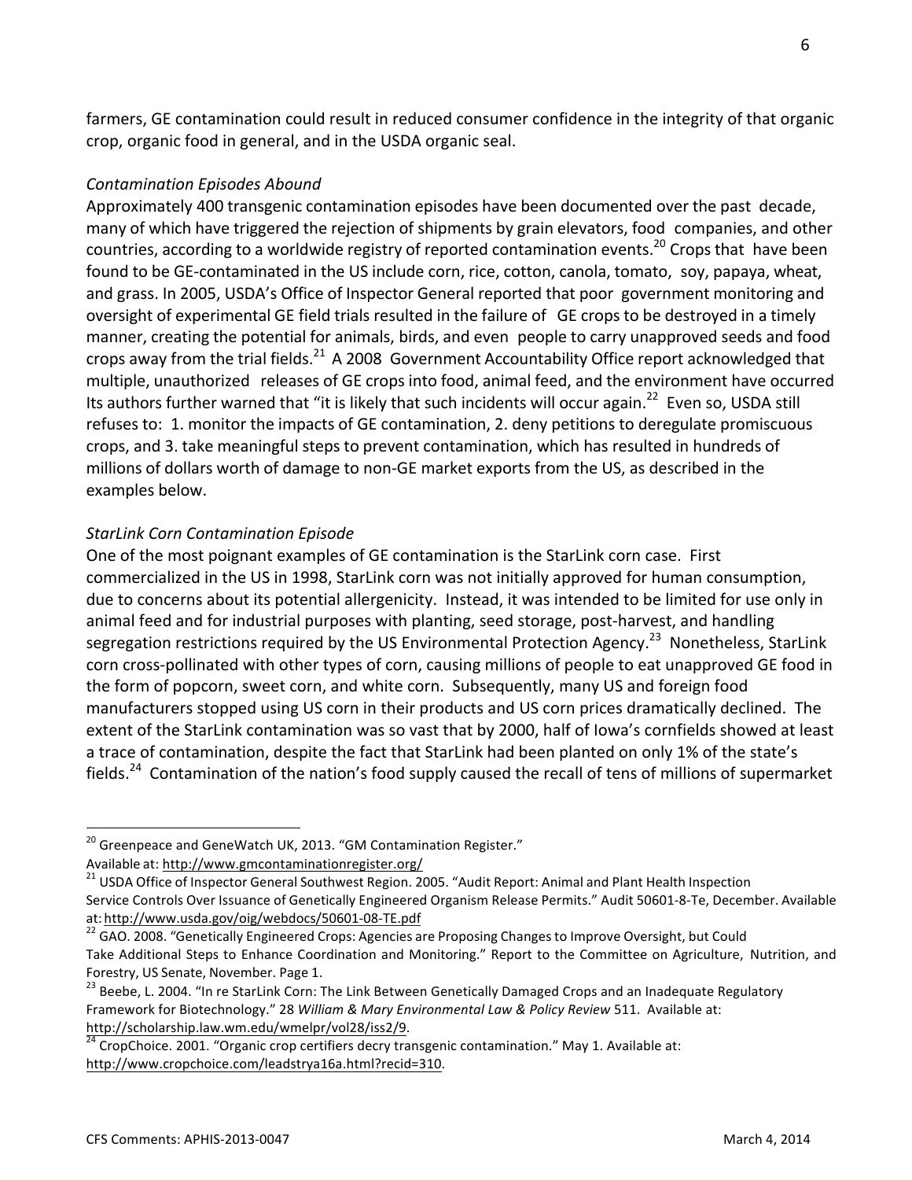farmers, GE contamination could result in reduced consumer confidence in the integrity of that organic crop, organic food in general, and in the USDA organic seal.

*Contamination Episodes Abound*

Approximately 400 transgenic contamination episodes have been documented over the past decade, many of which have triggered the rejection of shipments by grain elevators, food companies, and other countries, according to a worldwide registry of reported contamination events.[20] Crops that have been found to be GE-contaminated in the US include corn, rice, cotton, canola, tomato, soy, papaya, wheat, and grass. In 2005, USDA's Office of Inspector General reported that poor government monitoring and oversight of experimental GE field trials resulted in the failure of GE crops to be destroyed in a timely manner, creating the potential for animals, birds, and even people to carry unapproved seeds and food crops away from the trial fields.[21] A 2008 Government Accountability Office report acknowledged that multiple, unauthorized releases of GE crops into food, animal feed, and the environment have occurred Its authors further warned that "it is likely that such incidents will occur again.[22] Even so, USDA still refuses to: 1. monitor the impacts of GE contamination, 2. deny petitions to deregulate promiscuous crops, and 3. take meaningful steps to prevent contamination, which has resulted in hundreds of millions of dollars worth of damage to non-GE market exports from the US, as described in the examples below.

*StarLink Corn Contamination Episode*

One of the most poignant examples of GE contamination is the StarLink corn case. First commercialized in the US in 1998, StarLink corn was not initially approved for human consumption, due to concerns about its potential allergenicity. Instead, it was intended to be limited for use only in animal feed and for industrial purposes with planting, seed storage, post-harvest, and handling segregation restrictions required by the US Environmental Protection Agency.[23] Nonetheless, StarLink corn cross-pollinated with other types of corn, causing millions of people to eat unapproved GE food in the form of popcorn, sweet corn, and white corn. Subsequently, many US and foreign food manufacturers stopped using US corn in their products and US corn prices dramatically declined. The extent of the StarLink contamination was so vast that by 2000, half of Iowa's cornfields showed at least a trace of contamination, despite the fact that StarLink had been planted on only 1% of the state's fields.[24] Contamination of the nation's food supply caused the recall of tens of millions of supermarket

---

[20] Greenpeace and GeneWatch UK, 2013. "GM Contamination Register." Available at: http://www.gmcontaminationregister.org/

[21] USDA Office of Inspector General Southwest Region. 2005. "Audit Report: Animal and Plant Health Inspection Service Controls Over Issuance of Genetically Engineered Organism Release Permits." Audit 50601-8-Te, December. Available at: http://www.usda.gov/oig/webdocs/50601-08-TE.pdf

[22] GAO. 2008. "Genetically Engineered Crops: Agencies are Proposing Changes to Improve Oversight, but Could Take Additional Steps to Enhance Coordination and Monitoring." Report to the Committee on Agriculture, Nutrition, and Forestry, US Senate, November. Page 1.

[23] Beebe, L. 2004. "In re StarLink Corn: The Link Between Genetically Damaged Crops and an Inadequate Regulatory Framework for Biotechnology." 28 *William & Mary Environmental Law & Policy Review* 511. Available at: http://scholarship.law.wm.edu/wmelpr/vol28/iss2/9.

[24] CropChoice. 2001. "Organic crop certifiers decry transgenic contamination." May 1. Available at: http://www.cropchoice.com/leadstrya16a.html?recid=310.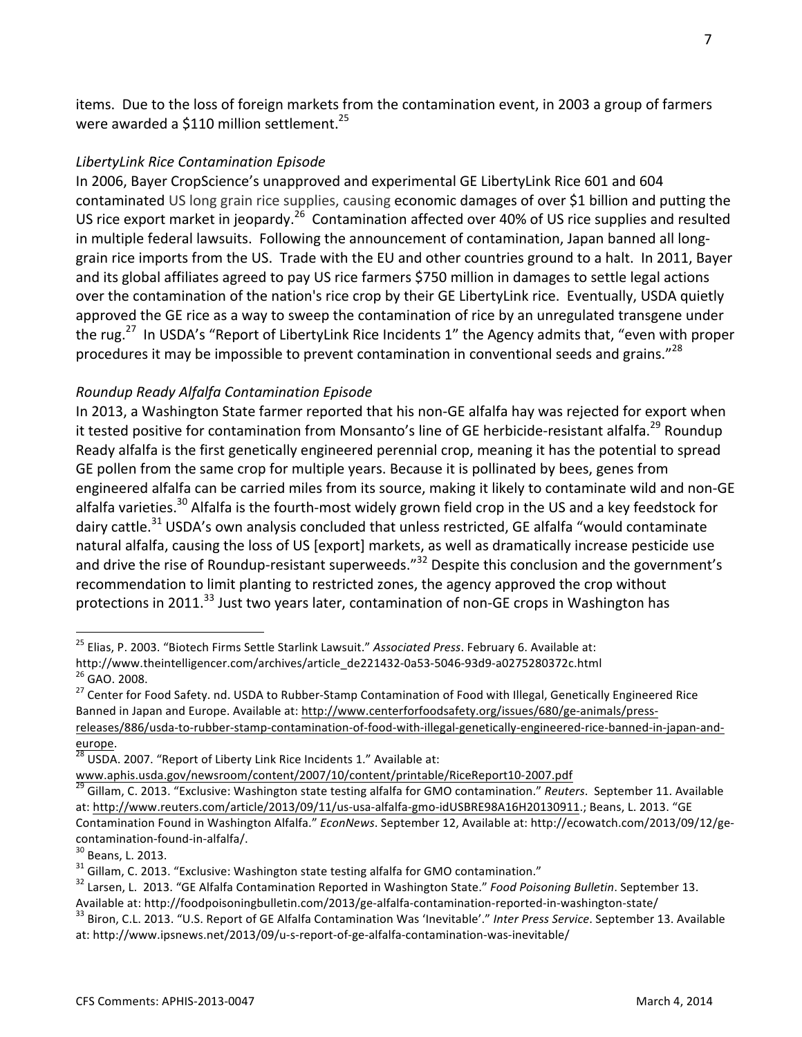items. Due to the loss of foreign markets from the contamination event, in 2003 a group of farmers were awarded a $110 million settlement.[25]

*LibertyLink Rice Contamination Episode*

In 2006, Bayer CropScience's unapproved and experimental GE LibertyLink Rice 601 and 604 contaminated US long grain rice supplies, causing economic damages of over $1 billion and putting the US rice export market in jeopardy.[26] Contamination affected over 40% of US rice supplies and resulted in multiple federal lawsuits. Following the announcement of contamination, Japan banned all long-grain rice imports from the US. Trade with the EU and other countries ground to a halt. In 2011, Bayer and its global affiliates agreed to pay US rice farmers $750 million in damages to settle legal actions over the contamination of the nation's rice crop by their GE LibertyLink rice. Eventually, USDA quietly approved the GE rice as a way to sweep the contamination of rice by an unregulated transgene under the rug.[27] In USDA's "Report of LibertyLink Rice Incidents 1" the Agency admits that, "even with proper procedures it may be impossible to prevent contamination in conventional seeds and grains."[28]

*Roundup Ready Alfalfa Contamination Episode*

In 2013, a Washington State farmer reported that his non-GE alfalfa hay was rejected for export when it tested positive for contamination from Monsanto's line of GE herbicide-resistant alfalfa.[29] Roundup Ready alfalfa is the first genetically engineered perennial crop, meaning it has the potential to spread GE pollen from the same crop for multiple years. Because it is pollinated by bees, genes from engineered alfalfa can be carried miles from its source, making it likely to contaminate wild and non-GE alfalfa varieties.[30] Alfalfa is the fourth-most widely grown field crop in the US and a key feedstock for dairy cattle.[31] USDA's own analysis concluded that unless restricted, GE alfalfa "would contaminate natural alfalfa, causing the loss of US [export] markets, as well as dramatically increase pesticide use and drive the rise of Roundup-resistant superweeds."[32] Despite this conclusion and the government's recommendation to limit planting to restricted zones, the agency approved the crop without protections in 2011.[33] Just two years later, contamination of non-GE crops in Washington has

---

[25] Elias, P. 2003. "Biotech Firms Settle Starlink Lawsuit." *Associated Press*. February 6. Available at: http://www.theintelligencer.com/archives/article_de221432-0a53-5046-93d9-a0275280372c.html

[26] GAO. 2008.

[27] Center for Food Safety. nd. USDA to Rubber-Stamp Contamination of Food with Illegal, Genetically Engineered Rice Banned in Japan and Europe. Available at: http://www.centerforfoodsafety.org/issues/680/ge-animals/press-releases/886/usda-to-rubber-stamp-contamination-of-food-with-illegal-genetically-engineered-rice-banned-in-japan-and-europe.

[28] USDA. 2007. "Report of Liberty Link Rice Incidents 1." Available at: www.aphis.usda.gov/newsroom/content/2007/10/content/printable/RiceReport10-2007.pdf

[29] Gillam, C. 2013. "Exclusive: Washington state testing alfalfa for GMO contamination." *Reuters*. September 11. Available at: http://www.reuters.com/article/2013/09/11/us-usa-alfalfa-gmo-idUSBRE98A16H20130911.; Beans, L. 2013. "GE Contamination Found in Washington Alfalfa." *EconNews*. September 12, Available at: http://ecowatch.com/2013/09/12/ge-contamination-found-in-alfalfa/.

[30] Beans, L. 2013.

[31] Gillam, C. 2013. "Exclusive: Washington state testing alfalfa for GMO contamination."

[32] Larsen, L. 2013. "GE Alfalfa Contamination Reported in Washington State." *Food Poisoning Bulletin*. September 13. Available at: http://foodpoisoningbulletin.com/2013/ge-alfalfa-contamination-reported-in-washington-state/

[33] Biron, C.L. 2013. "U.S. Report of GE Alfalfa Contamination Was 'Inevitable'." *Inter Press Service*. September 13. Available at: http://www.ipsnews.net/2013/09/u-s-report-of-ge-alfalfa-contamination-was-inevitable/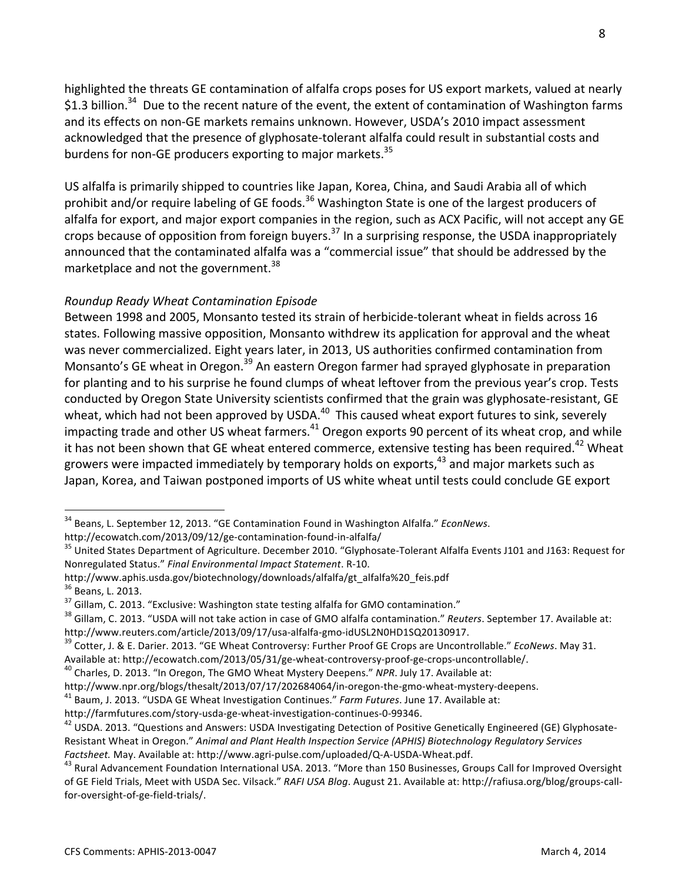highlighted the threats GE contamination of alfalfa crops poses for US export markets, valued at nearly $1.3 billion.[34] Due to the recent nature of the event, the extent of contamination of Washington farms and its effects on non-GE markets remains unknown. However, USDA's 2010 impact assessment acknowledged that the presence of glyphosate-tolerant alfalfa could result in substantial costs and burdens for non-GE producers exporting to major markets.[35]

US alfalfa is primarily shipped to countries like Japan, Korea, China, and Saudi Arabia all of which prohibit and/or require labeling of GE foods.[36] Washington State is one of the largest producers of alfalfa for export, and major export companies in the region, such as ACX Pacific, will not accept any GE crops because of opposition from foreign buyers.[37] In a surprising response, the USDA inappropriately announced that the contaminated alfalfa was a "commercial issue" that should be addressed by the marketplace and not the government.[38]

*Roundup Ready Wheat Contamination Episode*

Between 1998 and 2005, Monsanto tested its strain of herbicide-tolerant wheat in fields across 16 states. Following massive opposition, Monsanto withdrew its application for approval and the wheat was never commercialized. Eight years later, in 2013, US authorities confirmed contamination from Monsanto's GE wheat in Oregon.[39] An eastern Oregon farmer had sprayed glyphosate in preparation for planting and to his surprise he found clumps of wheat leftover from the previous year's crop. Tests conducted by Oregon State University scientists confirmed that the grain was glyphosate-resistant, GE wheat, which had not been approved by USDA.[40] This caused wheat export futures to sink, severely impacting trade and other US wheat farmers.[41] Oregon exports 90 percent of its wheat crop, and while it has not been shown that GE wheat entered commerce, extensive testing has been required.[42] Wheat growers were impacted immediately by temporary holds on exports,[43] and major markets such as Japan, Korea, and Taiwan postponed imports of US white wheat until tests could conclude GE export

---

[34] Beans, L. September 12, 2013. "GE Contamination Found in Washington Alfalfa." *EconNews*. http://ecowatch.com/2013/09/12/ge-contamination-found-in-alfalfa/

[35] United States Department of Agriculture. December 2010. "Glyphosate-Tolerant Alfalfa Events J101 and J163: Request for Nonregulated Status." *Final Environmental Impact Statement*. R-10. http://www.aphis.usda.gov/biotechnology/downloads/alfalfa/gt_alfalfa%20_feis.pdf

[36] Beans, L. 2013.

[37] Gillam, C. 2013. "Exclusive: Washington state testing alfalfa for GMO contamination."

[38] Gillam, C. 2013. "USDA will not take action in case of GMO alfalfa contamination." *Reuters*. September 17. Available at: http://www.reuters.com/article/2013/09/17/usa-alfalfa-gmo-idUSL2N0HD1SQ20130917.

[39] Cotter, J. & E. Darier. 2013. "GE Wheat Controversy: Further Proof GE Crops are Uncontrollable." *EcoNews*. May 31. Available at: http://ecowatch.com/2013/05/31/ge-wheat-controversy-proof-ge-crops-uncontrollable/.

[40] Charles, D. 2013. "In Oregon, The GMO Wheat Mystery Deepens." *NPR*. July 17. Available at: http://www.npr.org/blogs/thesalt/2013/07/17/202684064/in-oregon-the-gmo-wheat-mystery-deepens.

[41] Baum, J. 2013. "USDA GE Wheat Investigation Continues." *Farm Futures*. June 17. Available at: http://farmfutures.com/story-usda-ge-wheat-investigation-continues-0-99346.

[42] USDA. 2013. "Questions and Answers: USDA Investigating Detection of Positive Genetically Engineered (GE) Glyphosate-Resistant Wheat in Oregon." *Animal and Plant Health Inspection Service (APHIS) Biotechnology Regulatory Services Factsheet.* May. Available at: http://www.agri-pulse.com/uploaded/Q-A-USDA-Wheat.pdf.

[43] Rural Advancement Foundation International USA. 2013. "More than 150 Businesses, Groups Call for Improved Oversight of GE Field Trials, Meet with USDA Sec. Vilsack." *RAFI USA Blog*. August 21. Available at: http://rafiusa.org/blog/groups-call-for-oversight-of-ge-field-trials/.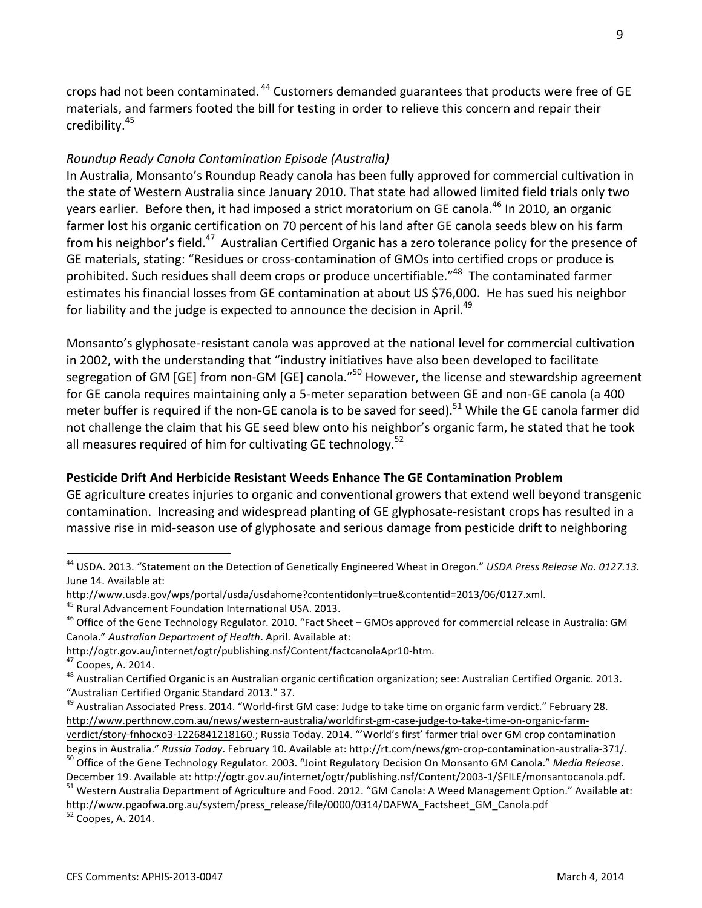crops had not been contaminated. [44] Customers demanded guarantees that products were free of GE materials, and farmers footed the bill for testing in order to relieve this concern and repair their credibility.[45]

*Roundup Ready Canola Contamination Episode (Australia)*

In Australia, Monsanto's Roundup Ready canola has been fully approved for commercial cultivation in the state of Western Australia since January 2010. That state had allowed limited field trials only two years earlier. Before then, it had imposed a strict moratorium on GE canola.[46] In 2010, an organic farmer lost his organic certification on 70 percent of his land after GE canola seeds blew on his farm from his neighbor's field.[47] Australian Certified Organic has a zero tolerance policy for the presence of GE materials, stating: "Residues or cross-contamination of GMOs into certified crops or produce is prohibited. Such residues shall deem crops or produce uncertifiable."[48] The contaminated farmer estimates his financial losses from GE contamination at about US $76,000. He has sued his neighbor for liability and the judge is expected to announce the decision in April.[49]

Monsanto's glyphosate-resistant canola was approved at the national level for commercial cultivation in 2002, with the understanding that "industry initiatives have also been developed to facilitate segregation of GM [GE] from non-GM [GE] canola."[50] However, the license and stewardship agreement for GE canola requires maintaining only a 5-meter separation between GE and non-GE canola (a 400 meter buffer is required if the non-GE canola is to be saved for seed).[51] While the GE canola farmer did not challenge the claim that his GE seed blew onto his neighbor's organic farm, he stated that he took all measures required of him for cultivating GE technology.[52]

**Pesticide Drift And Herbicide Resistant Weeds Enhance The GE Contamination Problem**

GE agriculture creates injuries to organic and conventional growers that extend well beyond transgenic contamination. Increasing and widespread planting of GE glyphosate-resistant crops has resulted in a massive rise in mid-season use of glyphosate and serious damage from pesticide drift to neighboring

---

[44] USDA. 2013. "Statement on the Detection of Genetically Engineered Wheat in Oregon." *USDA Press Release No. 0127.13.* June 14. Available at: http://www.usda.gov/wps/portal/usda/usdahome?contentidonly=true&contentid=2013/06/0127.xml.

[45] Rural Advancement Foundation International USA. 2013.

[46] Office of the Gene Technology Regulator. 2010. "Fact Sheet – GMOs approved for commercial release in Australia: GM Canola." *Australian Department of Health*. April. Available at: http://ogtr.gov.au/internet/ogtr/publishing.nsf/Content/factcanolaApr10-htm.

[47] Coopes, A. 2014.

[48] Australian Certified Organic is an Australian organic certification organization; see: Australian Certified Organic. 2013. "Australian Certified Organic Standard 2013." 37.

[49] Australian Associated Press. 2014. "World-first GM case: Judge to take time on organic farm verdict." February 28. http://www.perthnow.com.au/news/western-australia/worldfirst-gm-case-judge-to-take-time-on-organic-farm-verdict/story-fnhocxo3-1226841218160.; Russia Today. 2014. "'World's first' farmer trial over GM crop contamination begins in Australia." *Russia Today*. February 10. Available at: http://rt.com/news/gm-crop-contamination-australia-371/.

[50] Office of the Gene Technology Regulator. 2003. "Joint Regulatory Decision On Monsanto GM Canola." *Media Release*. December 19. Available at: http://ogtr.gov.au/internet/ogtr/publishing.nsf/Content/2003-1/$FILE/monsantocanola.pdf.

[51] Western Australia Department of Agriculture and Food. 2012. "GM Canola: A Weed Management Option." Available at: http://www.pgaofwa.org.au/system/press_release/file/0000/0314/DAFWA_Factsheet_GM_Canola.pdf

[52] Coopes, A. 2014.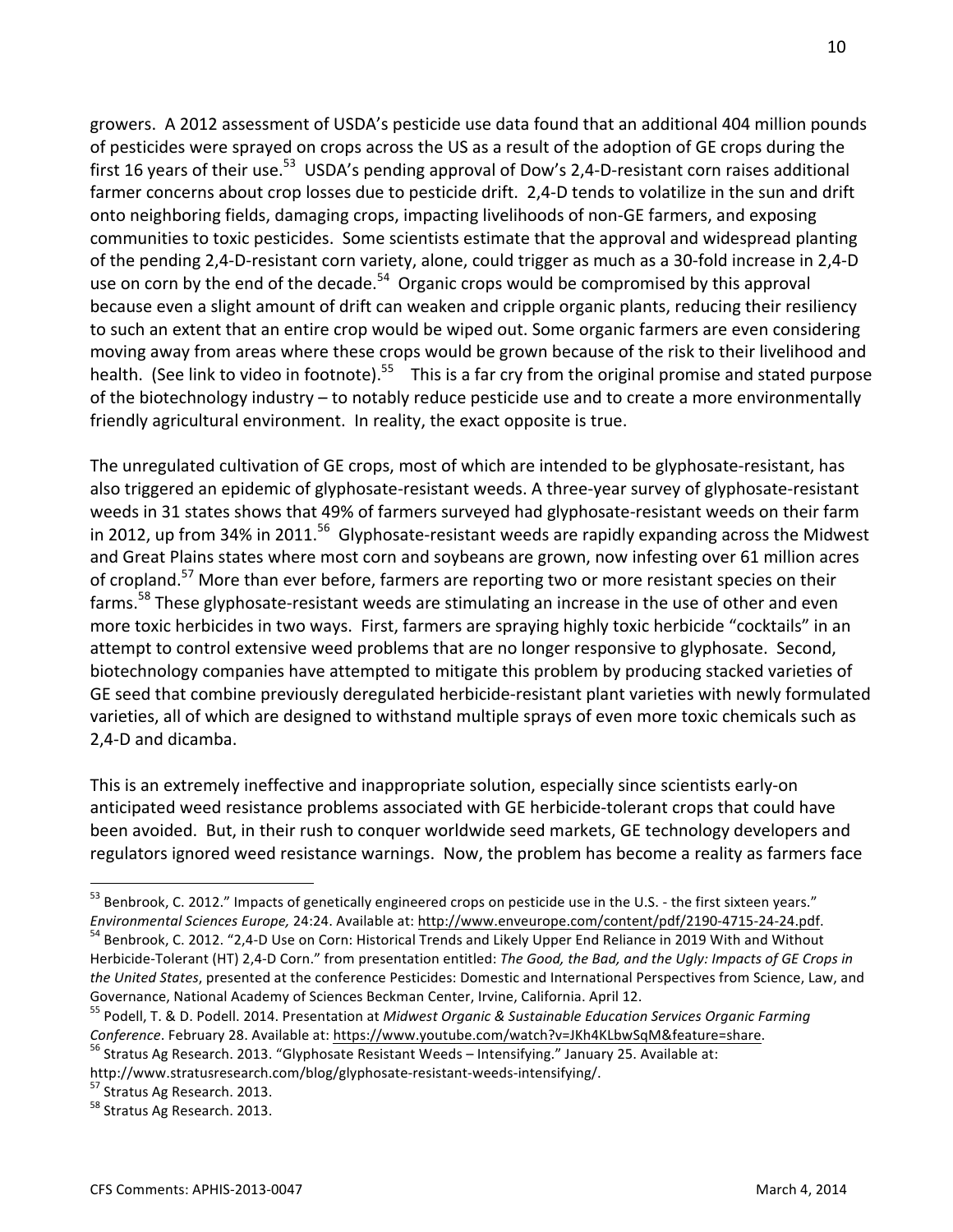growers. A 2012 assessment of USDA's pesticide use data found that an additional 404 million pounds of pesticides were sprayed on crops across the US as a result of the adoption of GE crops during the first 16 years of their use.[53] USDA's pending approval of Dow's 2,4-D-resistant corn raises additional farmer concerns about crop losses due to pesticide drift. 2,4-D tends to volatilize in the sun and drift onto neighboring fields, damaging crops, impacting livelihoods of non-GE farmers, and exposing communities to toxic pesticides. Some scientists estimate that the approval and widespread planting of the pending 2,4-D-resistant corn variety, alone, could trigger as much as a 30-fold increase in 2,4-D use on corn by the end of the decade.[54] Organic crops would be compromised by this approval because even a slight amount of drift can weaken and cripple organic plants, reducing their resiliency to such an extent that an entire crop would be wiped out. Some organic farmers are even considering moving away from areas where these crops would be grown because of the risk to their livelihood and health. (See link to video in footnote).[55] This is a far cry from the original promise and stated purpose of the biotechnology industry – to notably reduce pesticide use and to create a more environmentally friendly agricultural environment. In reality, the exact opposite is true.

The unregulated cultivation of GE crops, most of which are intended to be glyphosate-resistant, has also triggered an epidemic of glyphosate-resistant weeds. A three-year survey of glyphosate-resistant weeds in 31 states shows that 49% of farmers surveyed had glyphosate-resistant weeds on their farm in 2012, up from 34% in 2011.[56] Glyphosate-resistant weeds are rapidly expanding across the Midwest and Great Plains states where most corn and soybeans are grown, now infesting over 61 million acres of cropland.[57] More than ever before, farmers are reporting two or more resistant species on their farms.[58] These glyphosate-resistant weeds are stimulating an increase in the use of other and even more toxic herbicides in two ways. First, farmers are spraying highly toxic herbicide "cocktails" in an attempt to control extensive weed problems that are no longer responsive to glyphosate. Second, biotechnology companies have attempted to mitigate this problem by producing stacked varieties of GE seed that combine previously deregulated herbicide-resistant plant varieties with newly formulated varieties, all of which are designed to withstand multiple sprays of even more toxic chemicals such as 2,4-D and dicamba.

This is an extremely ineffective and inappropriate solution, especially since scientists early-on anticipated weed resistance problems associated with GE herbicide-tolerant crops that could have been avoided. But, in their rush to conquer worldwide seed markets, GE technology developers and regulators ignored weed resistance warnings. Now, the problem has become a reality as farmers face

---

[53] Benbrook, C. 2012." Impacts of genetically engineered crops on pesticide use in the U.S. - the first sixteen years." *Environmental Sciences Europe,* 24:24. Available at: http://www.enveurope.com/content/pdf/2190-4715-24-24.pdf.

[54] Benbrook, C. 2012. "2,4-D Use on Corn: Historical Trends and Likely Upper End Reliance in 2019 With and Without Herbicide-Tolerant (HT) 2,4-D Corn." from presentation entitled: *The Good, the Bad, and the Ugly: Impacts of GE Crops in the United States*, presented at the conference Pesticides: Domestic and International Perspectives from Science, Law, and Governance, National Academy of Sciences Beckman Center, Irvine, California. April 12.

[55] Podell, T. & D. Podell. 2014. Presentation at *Midwest Organic & Sustainable Education Services Organic Farming Conference*. February 28. Available at: https://www.youtube.com/watch?v=JKh4KLbwSqM&feature=share.

[56] Stratus Ag Research. 2013. "Glyphosate Resistant Weeds – Intensifying." January 25. Available at: http://www.stratusresearch.com/blog/glyphosate-resistant-weeds-intensifying/.

[57] Stratus Ag Research. 2013.

[58] Stratus Ag Research. 2013.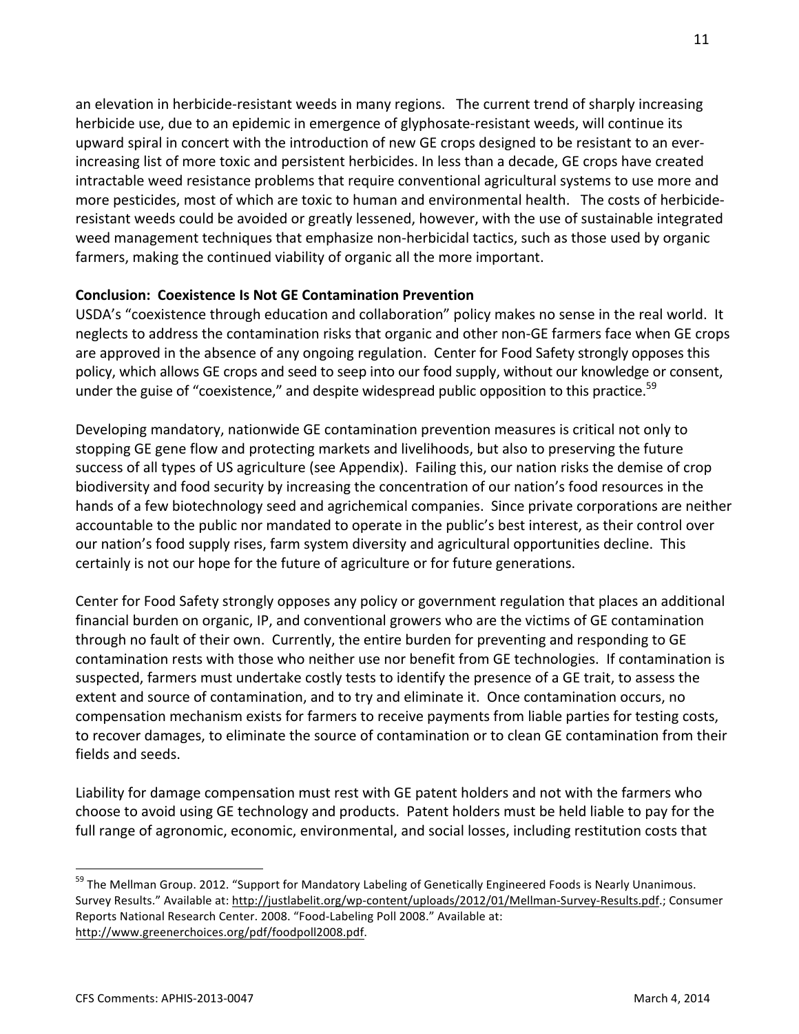an elevation in herbicide-resistant weeds in many regions. The current trend of sharply increasing herbicide use, due to an epidemic in emergence of glyphosate-resistant weeds, will continue its upward spiral in concert with the introduction of new GE crops designed to be resistant to an ever-increasing list of more toxic and persistent herbicides. In less than a decade, GE crops have created intractable weed resistance problems that require conventional agricultural systems to use more and more pesticides, most of which are toxic to human and environmental health. The costs of herbicide-resistant weeds could be avoided or greatly lessened, however, with the use of sustainable integrated weed management techniques that emphasize non-herbicidal tactics, such as those used by organic farmers, making the continued viability of organic all the more important.

**Conclusion: Coexistence Is Not GE Contamination Prevention**

USDA's "coexistence through education and collaboration" policy makes no sense in the real world. It neglects to address the contamination risks that organic and other non-GE farmers face when GE crops are approved in the absence of any ongoing regulation. Center for Food Safety strongly opposes this policy, which allows GE crops and seed to seep into our food supply, without our knowledge or consent, under the guise of "coexistence," and despite widespread public opposition to this practice.[59]

Developing mandatory, nationwide GE contamination prevention measures is critical not only to stopping GE gene flow and protecting markets and livelihoods, but also to preserving the future success of all types of US agriculture (see Appendix). Failing this, our nation risks the demise of crop biodiversity and food security by increasing the concentration of our nation's food resources in the hands of a few biotechnology seed and agrichemical companies. Since private corporations are neither accountable to the public nor mandated to operate in the public's best interest, as their control over our nation's food supply rises, farm system diversity and agricultural opportunities decline. This certainly is not our hope for the future of agriculture or for future generations.

Center for Food Safety strongly opposes any policy or government regulation that places an additional financial burden on organic, IP, and conventional growers who are the victims of GE contamination through no fault of their own. Currently, the entire burden for preventing and responding to GE contamination rests with those who neither use nor benefit from GE technologies. If contamination is suspected, farmers must undertake costly tests to identify the presence of a GE trait, to assess the extent and source of contamination, and to try and eliminate it. Once contamination occurs, no compensation mechanism exists for farmers to receive payments from liable parties for testing costs, to recover damages, to eliminate the source of contamination or to clean GE contamination from their fields and seeds.

Liability for damage compensation must rest with GE patent holders and not with the farmers who choose to avoid using GE technology and products. Patent holders must be held liable to pay for the full range of agronomic, economic, environmental, and social losses, including restitution costs that

---

[59] The Mellman Group. 2012. "Support for Mandatory Labeling of Genetically Engineered Foods is Nearly Unanimous. Survey Results." Available at: http://justlabelit.org/wp-content/uploads/2012/01/Mellman-Survey-Results.pdf.; Consumer Reports National Research Center. 2008. "Food-Labeling Poll 2008." Available at: http://www.greenerchoices.org/pdf/foodpoll2008.pdf.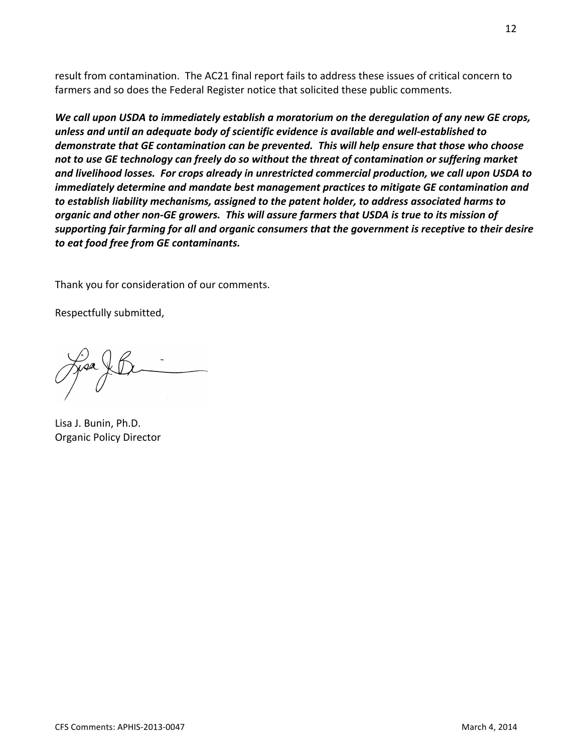result from contamination. The AC21 final report fails to address these issues of critical concern to farmers and so does the Federal Register notice that solicited these public comments.

***We call upon USDA to immediately establish a moratorium on the deregulation of any new GE crops, unless and until an adequate body of scientific evidence is available and well-established to demonstrate that GE contamination can be prevented. This will help ensure that those who choose not to use GE technology can freely do so without the threat of contamination or suffering market and livelihood losses. For crops already in unrestricted commercial production, we call upon USDA to immediately determine and mandate best management practices to mitigate GE contamination and to establish liability mechanisms, assigned to the patent holder, to address associated harms to organic and other non-GE growers. This will assure farmers that USDA is true to its mission of supporting fair farming for all and organic consumers that the government is receptive to their desire to eat food free from GE contaminants.***

Thank you for consideration of our comments.

Respectfully submitted,

Lisa J. Bunin, Ph.D.
Organic Policy Director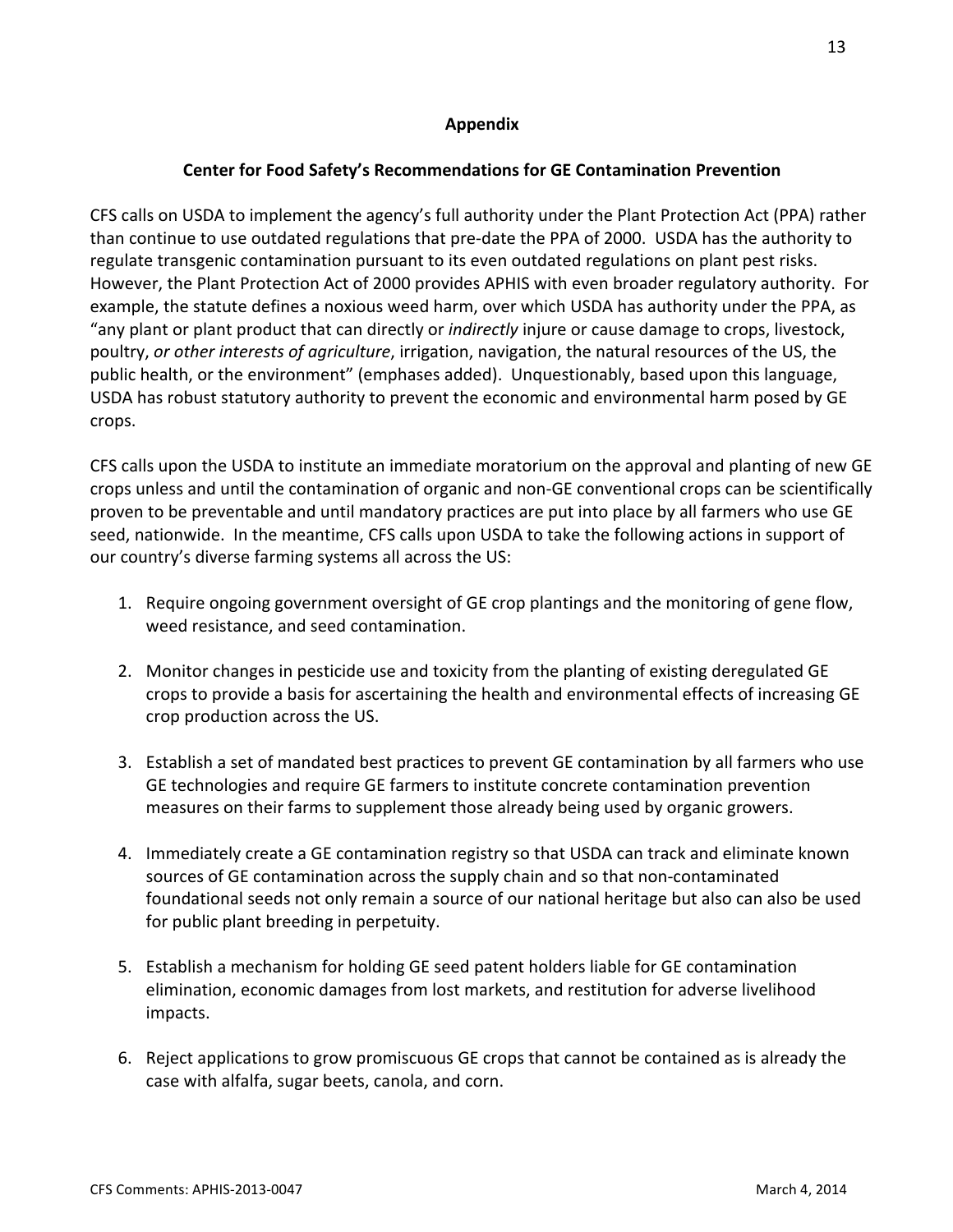## Appendix

### Center for Food Safety's Recommendations for GE Contamination Prevention

CFS calls on USDA to implement the agency's full authority under the Plant Protection Act (PPA) rather than continue to use outdated regulations that pre-date the PPA of 2000. USDA has the authority to regulate transgenic contamination pursuant to its even outdated regulations on plant pest risks. However, the Plant Protection Act of 2000 provides APHIS with even broader regulatory authority. For example, the statute defines a noxious weed harm, over which USDA has authority under the PPA, as "any plant or plant product that can directly or *indirectly* injure or cause damage to crops, livestock, poultry, *or other interests of agriculture*, irrigation, navigation, the natural resources of the US, the public health, or the environment" (emphases added). Unquestionably, based upon this language, USDA has robust statutory authority to prevent the economic and environmental harm posed by GE crops.

CFS calls upon the USDA to institute an immediate moratorium on the approval and planting of new GE crops unless and until the contamination of organic and non-GE conventional crops can be scientifically proven to be preventable and until mandatory practices are put into place by all farmers who use GE seed, nationwide. In the meantime, CFS calls upon USDA to take the following actions in support of our country's diverse farming systems all across the US:

1. Require ongoing government oversight of GE crop plantings and the monitoring of gene flow, weed resistance, and seed contamination.

2. Monitor changes in pesticide use and toxicity from the planting of existing deregulated GE crops to provide a basis for ascertaining the health and environmental effects of increasing GE crop production across the US.

3. Establish a set of mandated best practices to prevent GE contamination by all farmers who use GE technologies and require GE farmers to institute concrete contamination prevention measures on their farms to supplement those already being used by organic growers.

4. Immediately create a GE contamination registry so that USDA can track and eliminate known sources of GE contamination across the supply chain and so that non-contaminated foundational seeds not only remain a source of our national heritage but also can also be used for public plant breeding in perpetuity.

5. Establish a mechanism for holding GE seed patent holders liable for GE contamination elimination, economic damages from lost markets, and restitution for adverse livelihood impacts.

6. Reject applications to grow promiscuous GE crops that cannot be contained as is already the case with alfalfa, sugar beets, canola, and corn.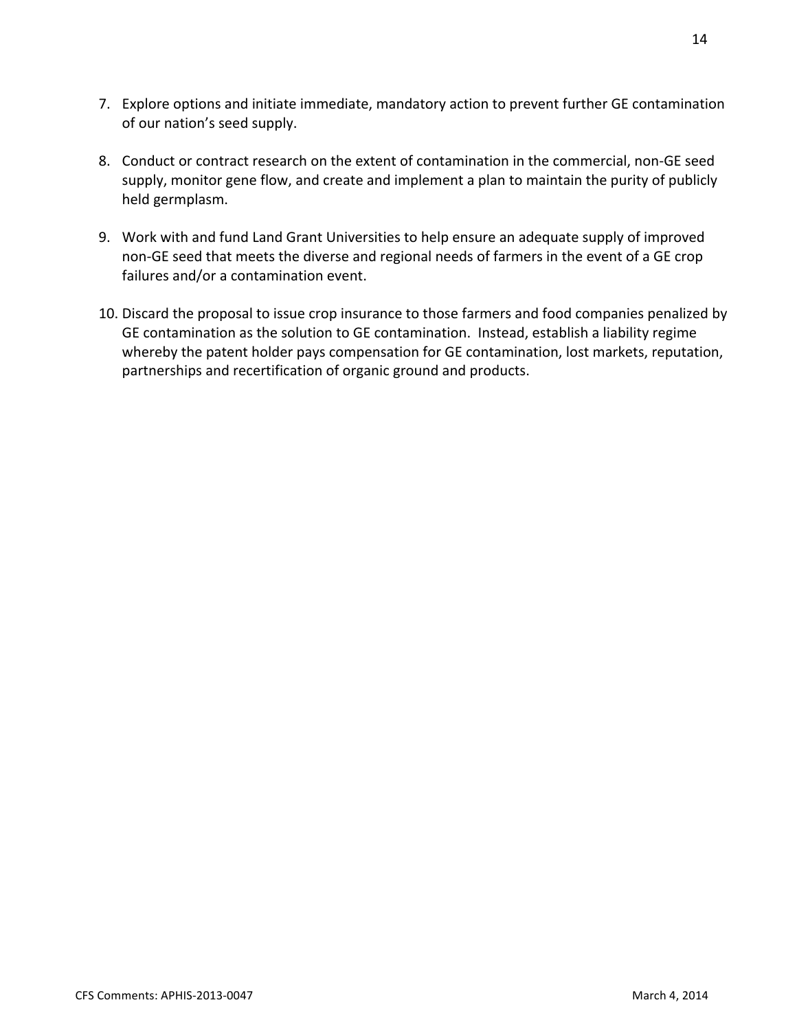7. Explore options and initiate immediate, mandatory action to prevent further GE contamination of our nation's seed supply.

8. Conduct or contract research on the extent of contamination in the commercial, non-GE seed supply, monitor gene flow, and create and implement a plan to maintain the purity of publicly held germplasm.

9. Work with and fund Land Grant Universities to help ensure an adequate supply of improved non-GE seed that meets the diverse and regional needs of farmers in the event of a GE crop failures and/or a contamination event.

10. Discard the proposal to issue crop insurance to those farmers and food companies penalized by GE contamination as the solution to GE contamination. Instead, establish a liability regime whereby the patent holder pays compensation for GE contamination, lost markets, reputation, partnerships and recertification of organic ground and products.